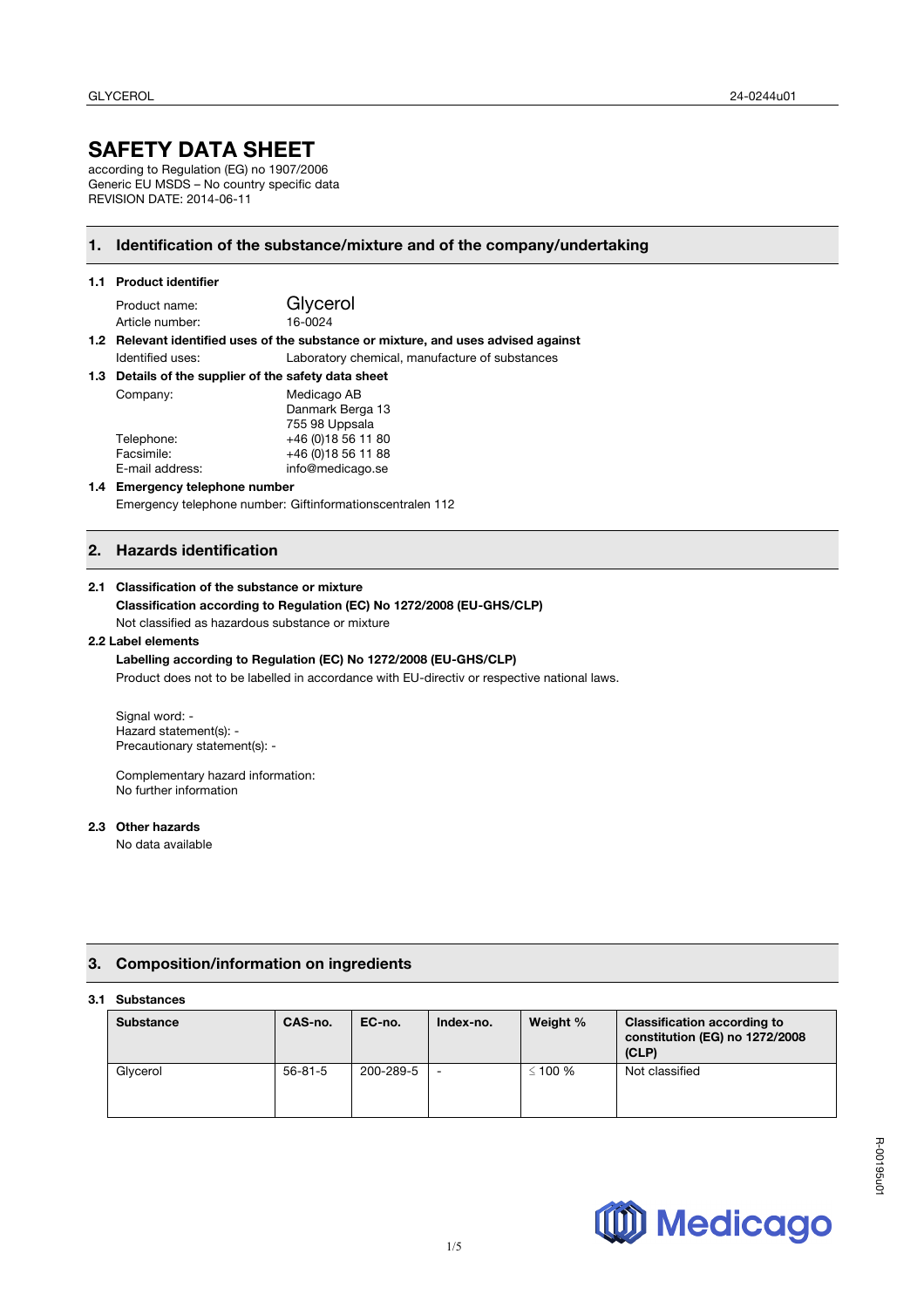# SAFETY DATA SHEET

according to Regulation (EG) no 1907/2006
Generic EU MSDS – No country specific data
REVISION DATE: 2014-06-11

## 1. Identification of the substance/mixture and of the company/undertaking

### 1.1 Product identifier

Product name: Glycerol
Article number: 16-0024

### 1.2 Relevant identified uses of the substance or mixture, and uses advised against

Identified uses: Laboratory chemical, manufacture of substances

### 1.3 Details of the supplier of the safety data sheet

Company: Medicago AB
Danmark Berga 13
755 98 Uppsala
Telephone: +46 (0)18 56 11 80
Facsimile: +46 (0)18 56 11 88
E-mail address: info@medicago.se

### 1.4 Emergency telephone number

Emergency telephone number: Giftinformationscentralen 112

## 2. Hazards identification

### 2.1 Classification of the substance or mixture

**Classification according to Regulation (EC) No 1272/2008 (EU-GHS/CLP)**

Not classified as hazardous substance or mixture

### 2.2 Label elements

**Labelling according to Regulation (EC) No 1272/2008 (EU-GHS/CLP)**

Product does not to be labelled in accordance with EU-directiv or respective national laws.

Signal word: -
Hazard statement(s): -
Precautionary statement(s): -

Complementary hazard information:
No further information

### 2.3 Other hazards

No data available

## 3. Composition/information on ingredients

### 3.1 Substances

| Substance | CAS-no. | EC-no. | Index-no. | Weight % | Classification according to constitution (EG) no 1272/2008 (CLP) |
|---|---|---|---|---|---|
| Glycerol | 56-81-5 | 200-289-5 | - | ≤ 100 % | Not classified |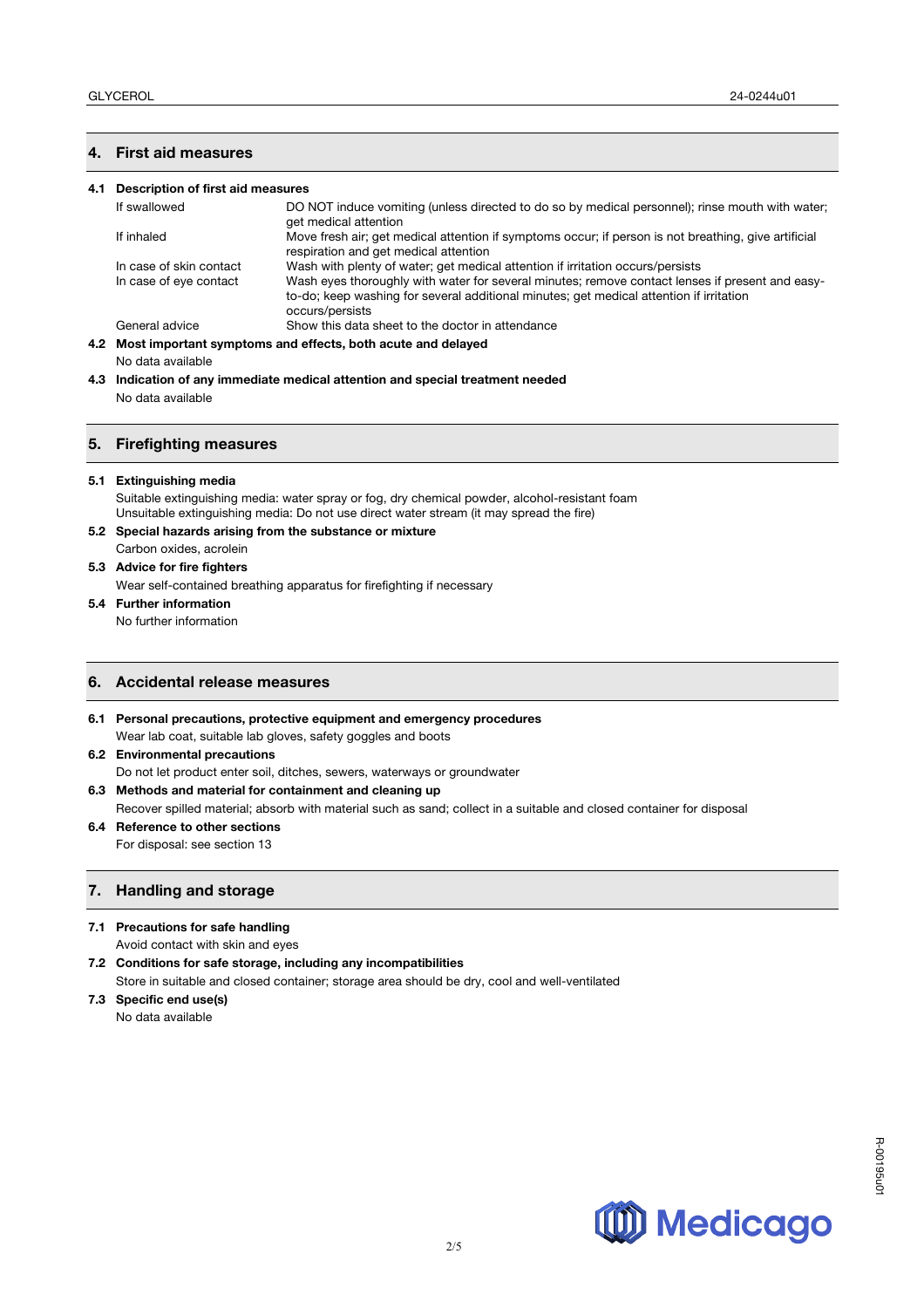## 4. First aid measures

### 4.1 Description of first aid measures

| | |
|---|---|
| If swallowed | DO NOT induce vomiting (unless directed to do so by medical personnel); rinse mouth with water; get medical attention |
| If inhaled | Move fresh air; get medical attention if symptoms occur; if person is not breathing, give artificial respiration and get medical attention |
| In case of skin contact | Wash with plenty of water; get medical attention if irritation occurs/persists |
| In case of eye contact | Wash eyes thoroughly with water for several minutes; remove contact lenses if present and easy-to-do; keep washing for several additional minutes; get medical attention if irritation occurs/persists |
| General advice | Show this data sheet to the doctor in attendance |

### 4.2 Most important symptoms and effects, both acute and delayed

No data available

### 4.3 Indication of any immediate medical attention and special treatment needed

No data available

## 5. Firefighting measures

### 5.1 Extinguishing media

Suitable extinguishing media: water spray or fog, dry chemical powder, alcohol-resistant foam
Unsuitable extinguishing media: Do not use direct water stream (it may spread the fire)

### 5.2 Special hazards arising from the substance or mixture

Carbon oxides, acrolein

### 5.3 Advice for fire fighters

Wear self-contained breathing apparatus for firefighting if necessary

### 5.4 Further information

No further information

## 6. Accidental release measures

### 6.1 Personal precautions, protective equipment and emergency procedures

Wear lab coat, suitable lab gloves, safety goggles and boots

### 6.2 Environmental precautions

Do not let product enter soil, ditches, sewers, waterways or groundwater

### 6.3 Methods and material for containment and cleaning up

Recover spilled material; absorb with material such as sand; collect in a suitable and closed container for disposal

### 6.4 Reference to other sections

For disposal: see section 13

## 7. Handling and storage

### 7.1 Precautions for safe handling

Avoid contact with skin and eyes

### 7.2 Conditions for safe storage, including any incompatibilities

Store in suitable and closed container; storage area should be dry, cool and well-ventilated

### 7.3 Specific end use(s)

No data available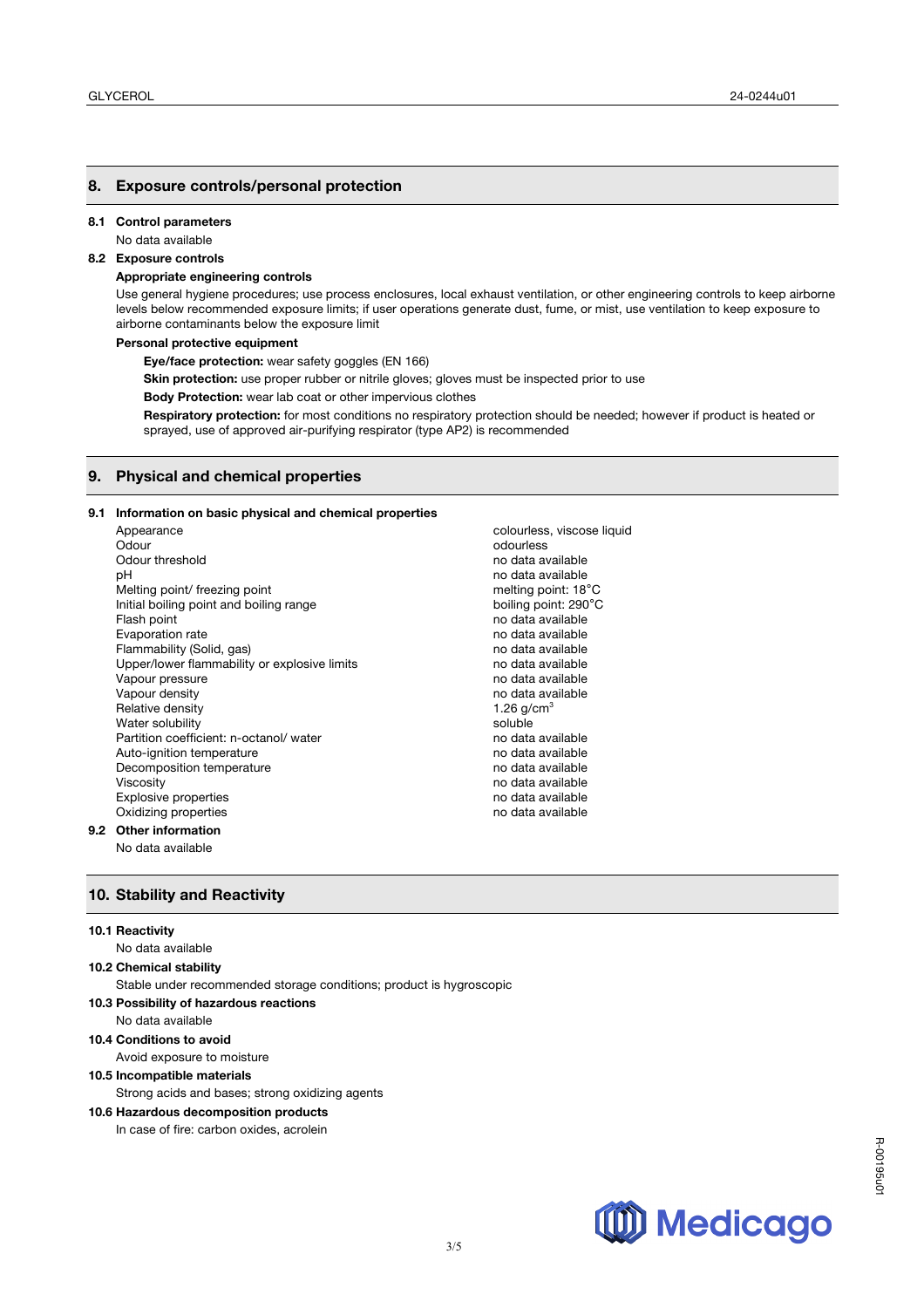## 8. Exposure controls/personal protection

### 8.1 Control parameters

No data available

### 8.2 Exposure controls

**Appropriate engineering controls**

Use general hygiene procedures; use process enclosures, local exhaust ventilation, or other engineering controls to keep airborne levels below recommended exposure limits; if user operations generate dust, fume, or mist, use ventilation to keep exposure to airborne contaminants below the exposure limit

**Personal protective equipment**

**Eye/face protection:** wear safety goggles (EN 166)

**Skin protection:** use proper rubber or nitrile gloves; gloves must be inspected prior to use

**Body Protection:** wear lab coat or other impervious clothes

**Respiratory protection:** for most conditions no respiratory protection should be needed; however if product is heated or sprayed, use of approved air-purifying respirator (type AP2) is recommended

## 9. Physical and chemical properties

### 9.1 Information on basic physical and chemical properties

| Property | Value |
|---|---|
| Appearance | colourless, viscose liquid |
| Odour | odourless |
| Odour threshold | no data available |
| pH | no data available |
| Melting point/ freezing point | melting point: 18°C |
| Initial boiling point and boiling range | boiling point: 290°C |
| Flash point | no data available |
| Evaporation rate | no data available |
| Flammability (Solid, gas) | no data available |
| Upper/lower flammability or explosive limits | no data available |
| Vapour pressure | no data available |
| Vapour density | no data available |
| Relative density | 1.26 $g/cm^3$ |
| Water solubility | soluble |
| Partition coefficient: n-octanol/ water | no data available |
| Auto-ignition temperature | no data available |
| Decomposition temperature | no data available |
| Viscosity | no data available |
| Explosive properties | no data available |
| Oxidizing properties | no data available |

### 9.2 Other information

No data available

## 10. Stability and Reactivity

### 10.1 Reactivity

No data available

### 10.2 Chemical stability

Stable under recommended storage conditions; product is hygroscopic

### 10.3 Possibility of hazardous reactions

No data available

### 10.4 Conditions to avoid

Avoid exposure to moisture

### 10.5 Incompatible materials

Strong acids and bases; strong oxidizing agents

### 10.6 Hazardous decomposition products

In case of fire: carbon oxides, acrolein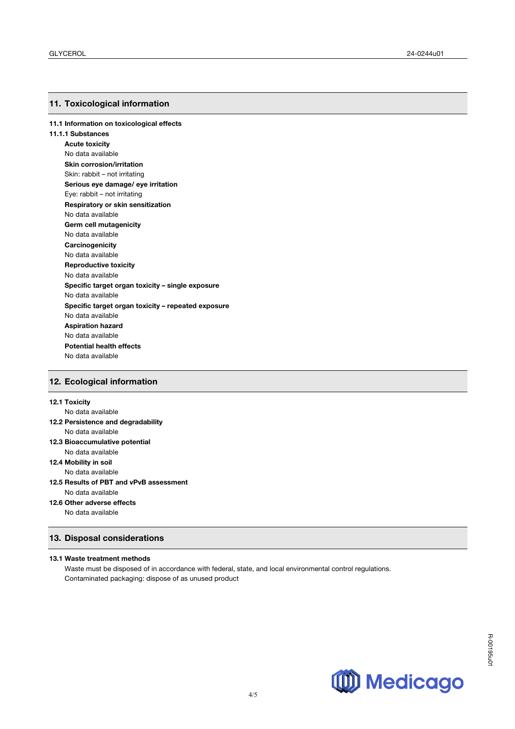## 11. Toxicological information

**11.1 Information on toxicological effects**

**11.1.1 Substances**

**Acute toxicity**
No data available

**Skin corrosion/irritation**
Skin: rabbit – not irritating

**Serious eye damage/ eye irritation**
Eye: rabbit – not irritating

**Respiratory or skin sensitization**
No data available

**Germ cell mutagenicity**
No data available

**Carcinogenicity**
No data available

**Reproductive toxicity**
No data available

**Specific target organ toxicity – single exposure**
No data available

**Specific target organ toxicity – repeated exposure**
No data available

**Aspiration hazard**
No data available

**Potential health effects**
No data available

## 12. Ecological information

**12.1 Toxicity**
No data available

**12.2 Persistence and degradability**
No data available

**12.3 Bioaccumulative potential**
No data available

**12.4 Mobility in soil**
No data available

**12.5 Results of PBT and vPvB assessment**
No data available

**12.6 Other adverse effects**
No data available

## 13. Disposal considerations

**13.1 Waste treatment methods**
Waste must be disposed of in accordance with federal, state, and local environmental control regulations.
Contaminated packaging: dispose of as unused product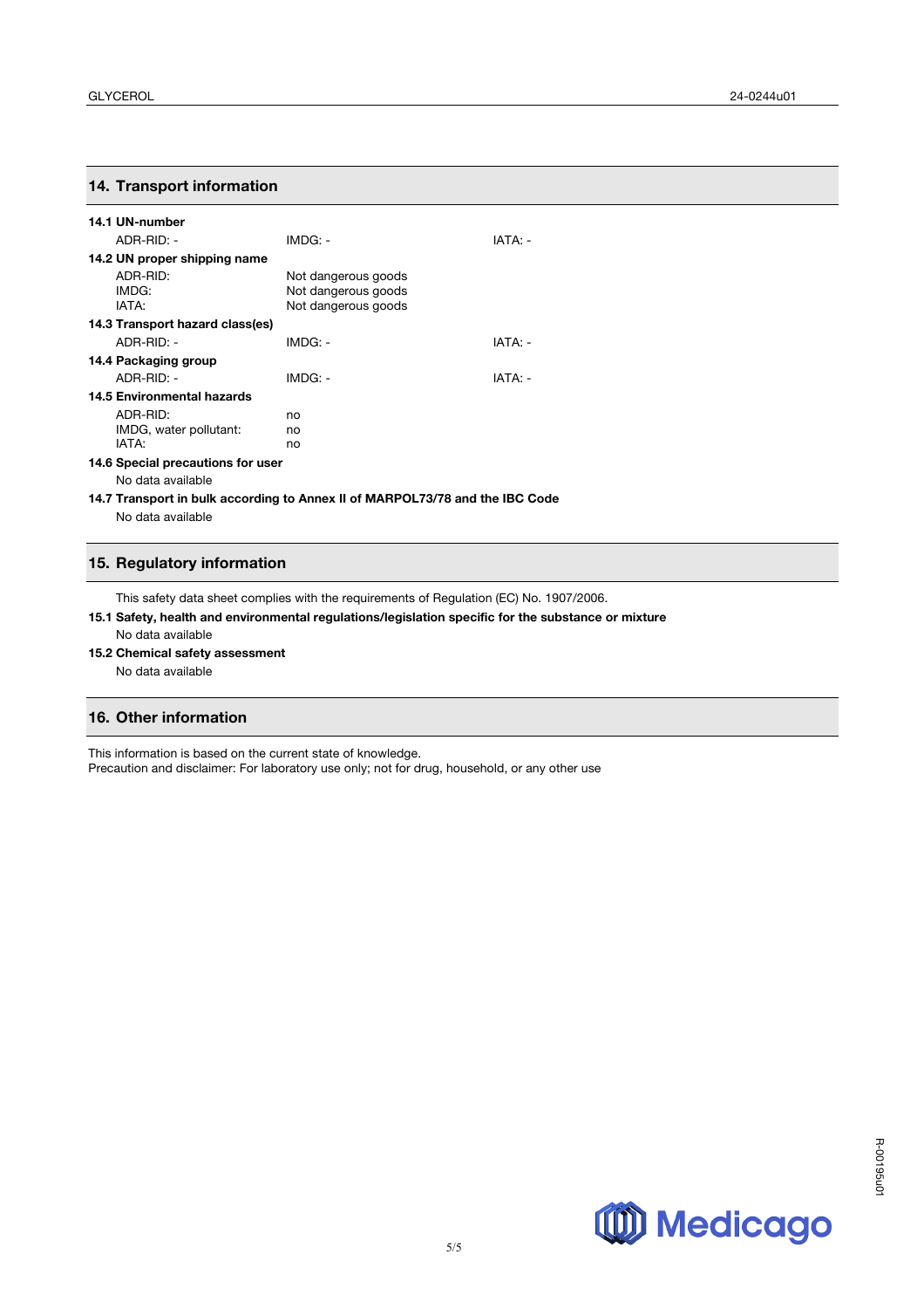## 14. Transport information

**14.1 UN-number**

| | | |
|---|---|---|
| ADR-RID: - | IMDG: - | IATA: - |

**14.2 UN proper shipping name**

| | |
|---|---|
| ADR-RID: | Not dangerous goods |
| IMDG: | Not dangerous goods |
| IATA: | Not dangerous goods |

**14.3 Transport hazard class(es)**

| | | |
|---|---|---|
| ADR-RID: - | IMDG: - | IATA: - |

**14.4 Packaging group**

| | | |
|---|---|---|
| ADR-RID: - | IMDG: - | IATA: - |

**14.5 Environmental hazards**

| | |
|---|---|
| ADR-RID: | no |
| IMDG, water pollutant: | no |
| IATA: | no |

**14.6 Special precautions for user**

No data available

**14.7 Transport in bulk according to Annex II of MARPOL73/78 and the IBC Code**

No data available

## 15. Regulatory information

This safety data sheet complies with the requirements of Regulation (EC) No. 1907/2006.

**15.1 Safety, health and environmental regulations/legislation specific for the substance or mixture**

No data available

**15.2 Chemical safety assessment**

No data available

## 16. Other information

This information is based on the current state of knowledge.
Precaution and disclaimer: For laboratory use only; not for drug, household, or any other use